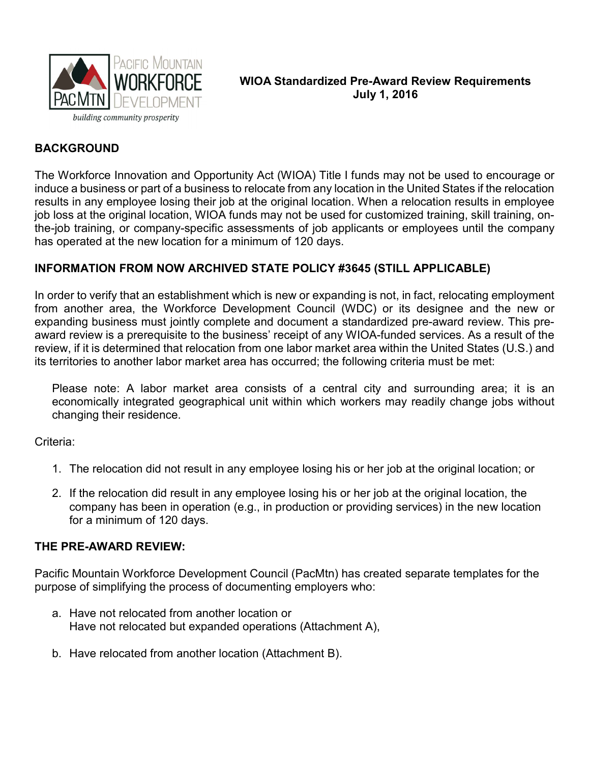Pacific Mountain Workforce Development
PacMtn
*building community prosperity*

# WIOA Standardized Pre-Award Review Requirements
**July 1, 2016**

## BACKGROUND

The Workforce Innovation and Opportunity Act (WIOA) Title I funds may not be used to encourage or induce a business or part of a business to relocate from any location in the United States if the relocation results in any employee losing their job at the original location. When a relocation results in employee job loss at the original location, WIOA funds may not be used for customized training, skill training, on-the-job training, or company-specific assessments of job applicants or employees until the company has operated at the new location for a minimum of 120 days.

## INFORMATION FROM NOW ARCHIVED STATE POLICY #3645 (STILL APPLICABLE)

In order to verify that an establishment which is new or expanding is not, in fact, relocating employment from another area, the Workforce Development Council (WDC) or its designee and the new or expanding business must jointly complete and document a standardized pre-award review. This pre-award review is a prerequisite to the business' receipt of any WIOA-funded services. As a result of the review, if it is determined that relocation from one labor market area within the United States (U.S.) and its territories to another labor market area has occurred; the following criteria must be met:

> Please note: A labor market area consists of a central city and surrounding area; it is an economically integrated geographical unit within which workers may readily change jobs without changing their residence.

Criteria:

1. The relocation did not result in any employee losing his or her job at the original location; or
2. If the relocation did result in any employee losing his or her job at the original location, the company has been in operation (e.g., in production or providing services) in the new location for a minimum of 120 days.

## THE PRE-AWARD REVIEW:

Pacific Mountain Workforce Development Council (PacMtn) has created separate templates for the purpose of simplifying the process of documenting employers who:

a. Have not relocated from another location or
   Have not relocated but expanded operations (Attachment A),
b. Have relocated from another location (Attachment B).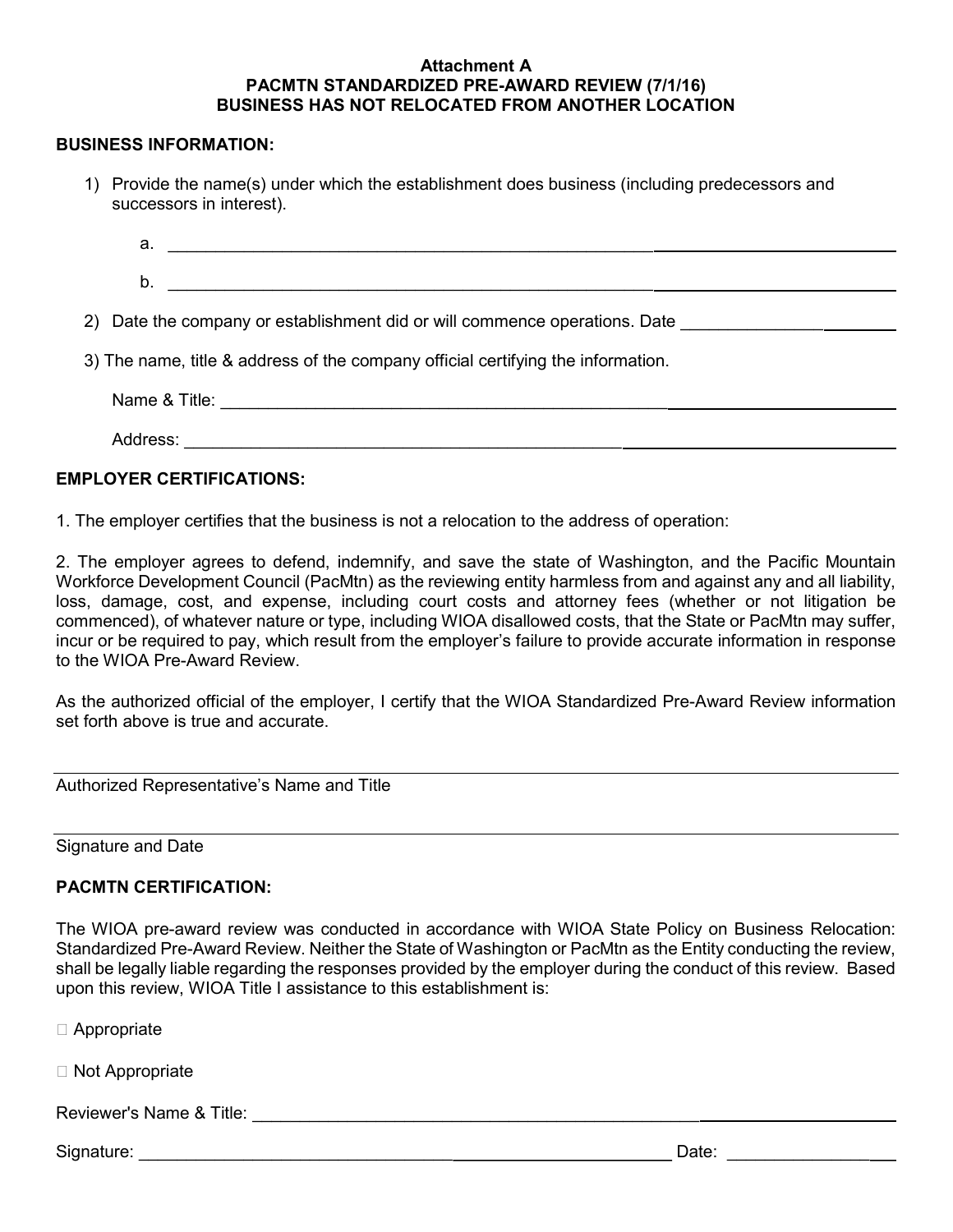**Attachment A**
**PACMTN STANDARDIZED PRE-AWARD REVIEW (7/1/16)**
**BUSINESS HAS NOT RELOCATED FROM ANOTHER LOCATION**

**BUSINESS INFORMATION:**

1) Provide the name(s) under which the establishment does business (including predecessors and successors in interest).

   a. ______________________________________________________________________________

   b. ______________________________________________________________________________

2) Date the company or establishment did or will commence operations. Date ______________________

3) The name, title & address of the company official certifying the information.

   Name & Title: ____________________________________________________________________

   Address: ________________________________________________________________________

**EMPLOYER CERTIFICATIONS:**

1. The employer certifies that the business is not a relocation to the address of operation:

2. The employer agrees to defend, indemnify, and save the state of Washington, and the Pacific Mountain Workforce Development Council (PacMtn) as the reviewing entity harmless from and against any and all liability, loss, damage, cost, and expense, including court costs and attorney fees (whether or not litigation be commenced), of whatever nature or type, including WIOA disallowed costs, that the State or PacMtn may suffer, incur or be required to pay, which result from the employer's failure to provide accurate information in response to the WIOA Pre-Award Review.

As the authorized official of the employer, I certify that the WIOA Standardized Pre-Award Review information set forth above is true and accurate.

______________________________________________________________________________
Authorized Representative's Name and Title

______________________________________________________________________________
Signature and Date

**PACMTN CERTIFICATION:**

The WIOA pre-award review was conducted in accordance with WIOA State Policy on Business Relocation: Standardized Pre-Award Review. Neither the State of Washington or PacMtn as the Entity conducting the review, shall be legally liable regarding the responses provided by the employer during the conduct of this review. Based upon this review, WIOA Title I assistance to this establishment is:

☐ Appropriate

☐ Not Appropriate

Reviewer's Name & Title: __________________________________________________________

Signature: ____________________________________________________ Date: __________________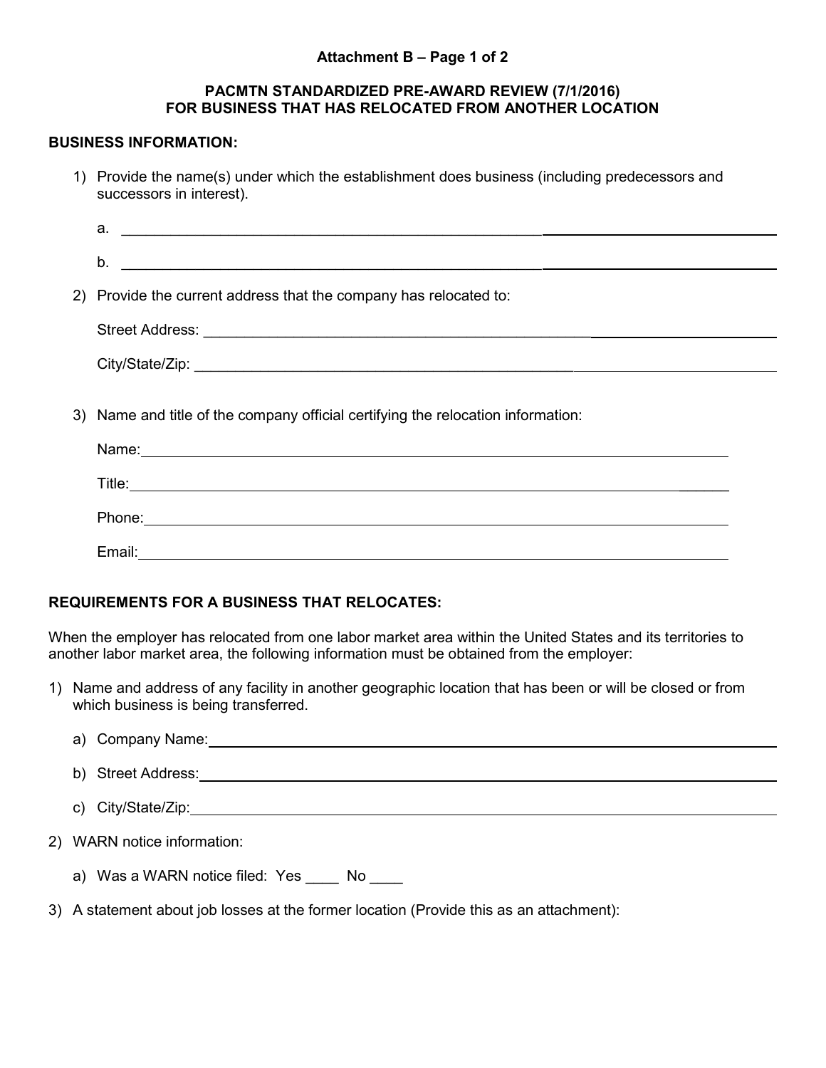Attachment B – Page 1 of 2

# PACMTN STANDARDIZED PRE-AWARD REVIEW (7/1/2016) FOR BUSINESS THAT HAS RELOCATED FROM ANOTHER LOCATION

## BUSINESS INFORMATION:

1) Provide the name(s) under which the establishment does business (including predecessors and successors in interest).

   a. ______________________________________________________________________________

   b. ______________________________________________________________________________

2) Provide the current address that the company has relocated to:

   Street Address: ______________________________________________________________________

   City/State/Zip: ______________________________________________________________________

3) Name and title of the company official certifying the relocation information:

   Name: ______________________________________________________________________________

   Title: ______________________________________________________________________________

   Phone: ______________________________________________________________________________

   Email: ______________________________________________________________________________

## REQUIREMENTS FOR A BUSINESS THAT RELOCATES:

When the employer has relocated from one labor market area within the United States and its territories to another labor market area, the following information must be obtained from the employer:

1) Name and address of any facility in another geographic location that has been or will be closed or from which business is being transferred.

   a) Company Name: ______________________________________________________________________

   b) Street Address: ______________________________________________________________________

   c) City/State/Zip: ______________________________________________________________________

2) WARN notice information:

   a) Was a WARN notice filed: Yes ____ No ____

3) A statement about job losses at the former location (Provide this as an attachment):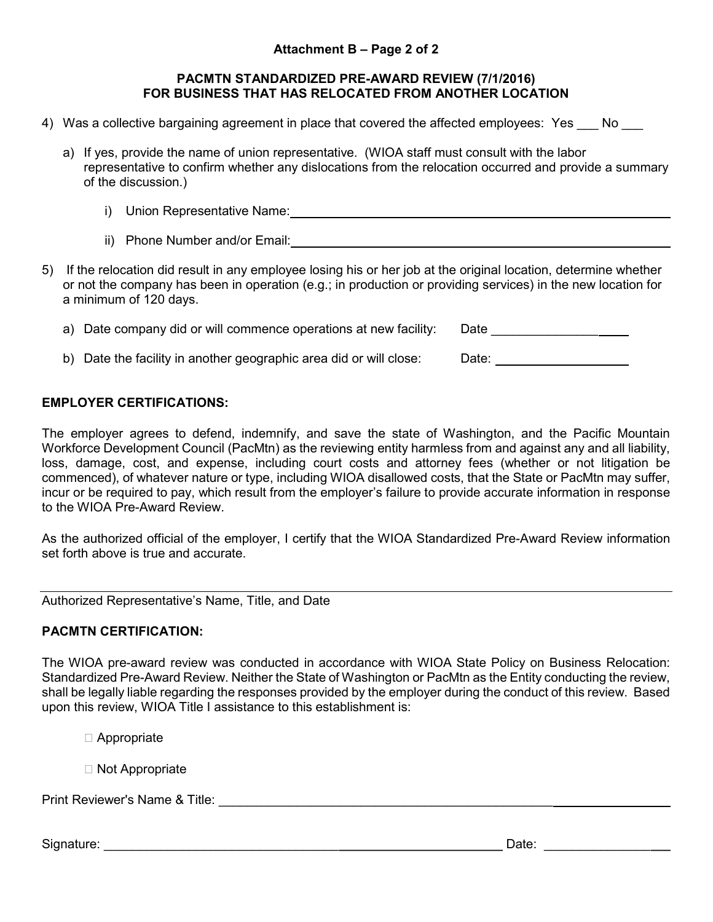**Attachment B – Page 2 of 2**

**PACMTN STANDARDIZED PRE-AWARD REVIEW (7/1/2016)**
**FOR BUSINESS THAT HAS RELOCATED FROM ANOTHER LOCATION**

4) Was a collective bargaining agreement in place that covered the affected employees: Yes ___ No ___

   a) If yes, provide the name of union representative. (WIOA staff must consult with the labor representative to confirm whether any dislocations from the relocation occurred and provide a summary of the discussion.)

      i) Union Representative Name: ____________________

      ii) Phone Number and/or Email: ____________________

5) If the relocation did result in any employee losing his or her job at the original location, determine whether or not the company has been in operation (e.g.; in production or providing services) in the new location for a minimum of 120 days.

   a) Date company did or will commence operations at new facility: Date ____________________

   b) Date the facility in another geographic area did or will close: Date: ____________________

**EMPLOYER CERTIFICATIONS:**

The employer agrees to defend, indemnify, and save the state of Washington, and the Pacific Mountain Workforce Development Council (PacMtn) as the reviewing entity harmless from and against any and all liability, loss, damage, cost, and expense, including court costs and attorney fees (whether or not litigation be commenced), of whatever nature or type, including WIOA disallowed costs, that the State or PacMtn may suffer, incur or be required to pay, which result from the employer's failure to provide accurate information in response to the WIOA Pre-Award Review.

As the authorized official of the employer, I certify that the WIOA Standardized Pre-Award Review information set forth above is true and accurate.

____________________________________________________________

Authorized Representative's Name, Title, and Date

**PACMTN CERTIFICATION:**

The WIOA pre-award review was conducted in accordance with WIOA State Policy on Business Relocation: Standardized Pre-Award Review. Neither the State of Washington or PacMtn as the Entity conducting the review, shall be legally liable regarding the responses provided by the employer during the conduct of this review. Based upon this review, WIOA Title I assistance to this establishment is:

☐ Appropriate

☐ Not Appropriate

Print Reviewer's Name & Title: ____________________________________________________________

Signature: ____________________________________________________________ Date: ____________________